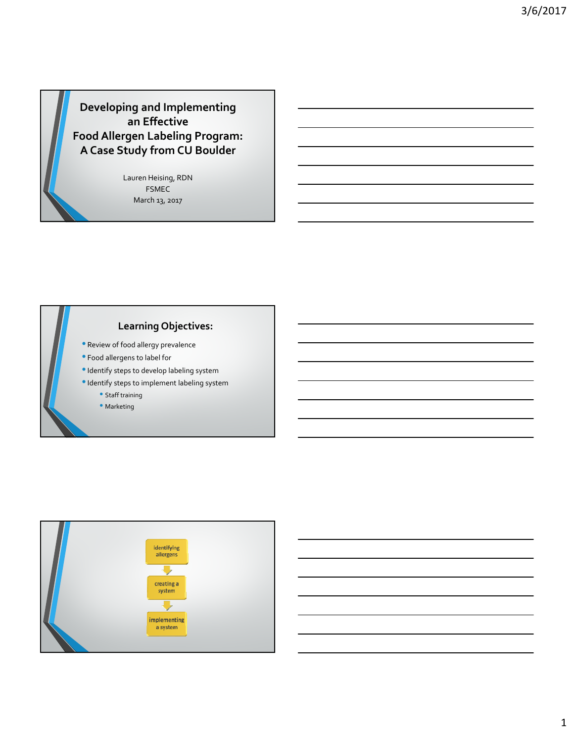# Developing and Implementing an Effective Food Allergen Labeling Program: A Case Study from CU Boulder

Lauren Heising, RDN

FSMEC

March 13, 2017

## Learning Objectives:

- Review of food allergy prevalence
- Food allergens to label for
- Identify steps to develop labeling system
- Identify steps to implement labeling system
  - Staff training
  - Marketing

identifying allergens → creating a system → implementing a system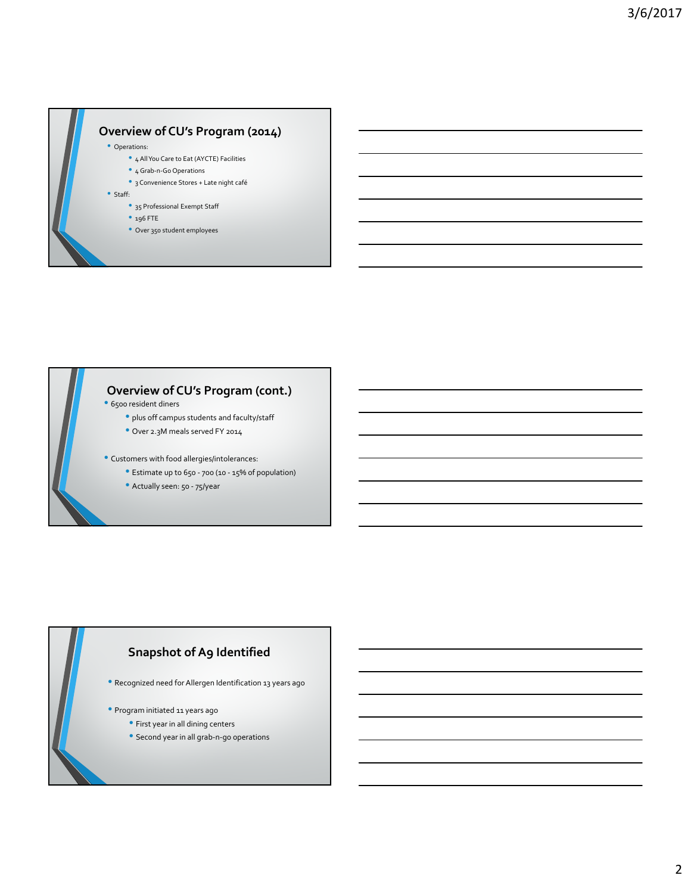## Overview of CU's Program (2014)

- Operations:
  - 4 All You Care to Eat (AYCTE) Facilities
  - 4 Grab-n-Go Operations
  - 3 Convenience Stores + Late night café
- Staff:
  - 35 Professional Exempt Staff
  - 196 FTE
  - Over 350 student employees

## Overview of CU's Program (cont.)

- 6500 resident diners
  - plus off campus students and faculty/staff
  - Over 2.3M meals served FY 2014
- Customers with food allergies/intolerances:
  - Estimate up to 650 - 700 (10 - 15% of population)
  - Actually seen: 50 - 75/year

## Snapshot of A9 Identified

- Recognized need for Allergen Identification 13 years ago
- Program initiated 11 years ago
  - First year in all dining centers
  - Second year in all grab-n-go operations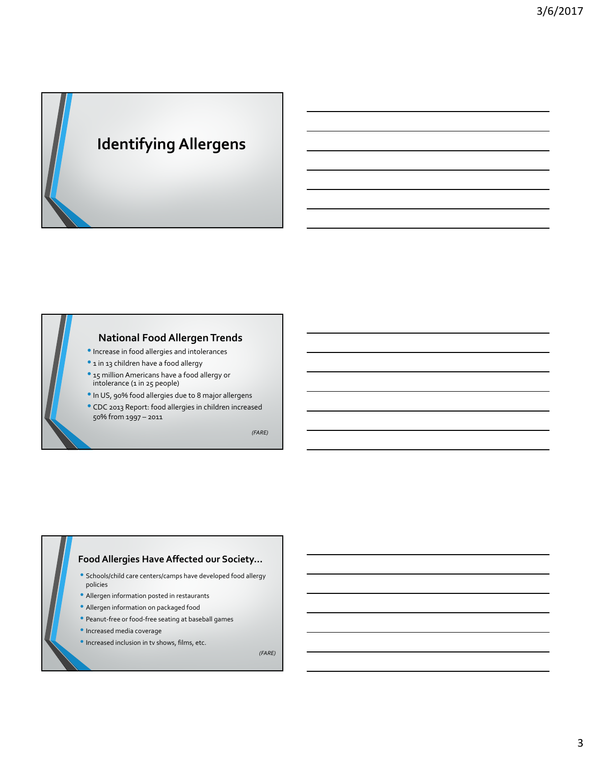# Identifying Allergens

## National Food Allergen Trends

- Increase in food allergies and intolerances
- 1 in 13 children have a food allergy
- 15 million Americans have a food allergy or intolerance (1 in 25 people)
- In US, 90% food allergies due to 8 major allergens
- CDC 2013 Report: food allergies in children increased 50% from 1997 – 2011

*(FARE)*

## Food Allergies Have Affected our Society…

- Schools/child care centers/camps have developed food allergy policies
- Allergen information posted in restaurants
- Allergen information on packaged food
- Peanut-free or food-free seating at baseball games
- Increased media coverage
- Increased inclusion in tv shows, films, etc.

*(FARE)*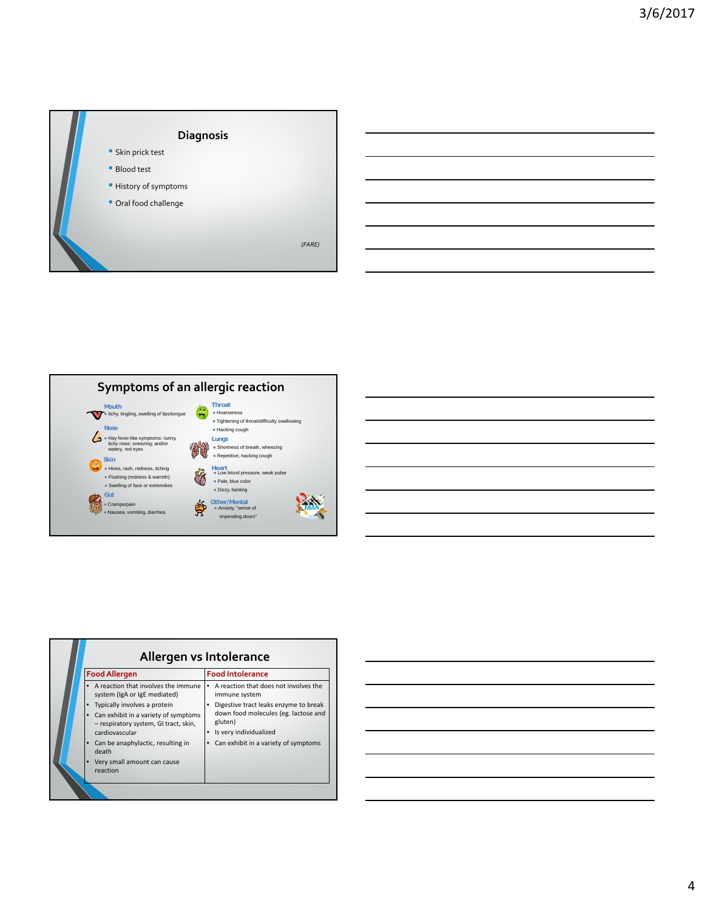## Diagnosis

- Skin prick test
- Blood test
- History of symptoms
- Oral food challenge

*(FARE)*

## Symptoms of an allergic reaction

**Mouth**
- Itchy, tingling, swelling of lips/tongue

**Nose**
- Hay fever-like symptoms: runny, itchy nose; sneezing; and/or watery, red eyes

**Skin**
- Hives, rash, redness, itching
- Flushing (redness & warmth)
- Swelling of face or extremities

**Gut**
- Cramps/pain
- Nausea, vomiting, diarrhea

**Throat**
- Hoarseness
- Tightening of throat/difficulty swallowing
- Hacking cough

**Lungs**
- Shortness of breath, wheezing
- Repetitive, hacking cough

**Heart**
- Low blood pressure, weak pulse
- Pale, blue color
- Dizzy, fainting

**Other/Mental**
- Anxiety, "sense of impending doom"

## Allergen vs Intolerance

| Food Allergen | Food Intolerance |
|---|---|
| • A reaction that involves the immune system (IgA or IgE mediated)<br>• Typically involves a protein<br>• Can exhibit in a variety of symptoms – respiratory system, GI tract, skin, cardiovascular<br>• Can be anaphylactic, resulting in death<br>• Very small amount can cause reaction | • A reaction that does not involves the immune system<br>• Digestive tract leaks enzyme to break down food molecules (eg. lactose and gluten)<br>• Is very individualized<br>• Can exhibit in a variety of symptoms |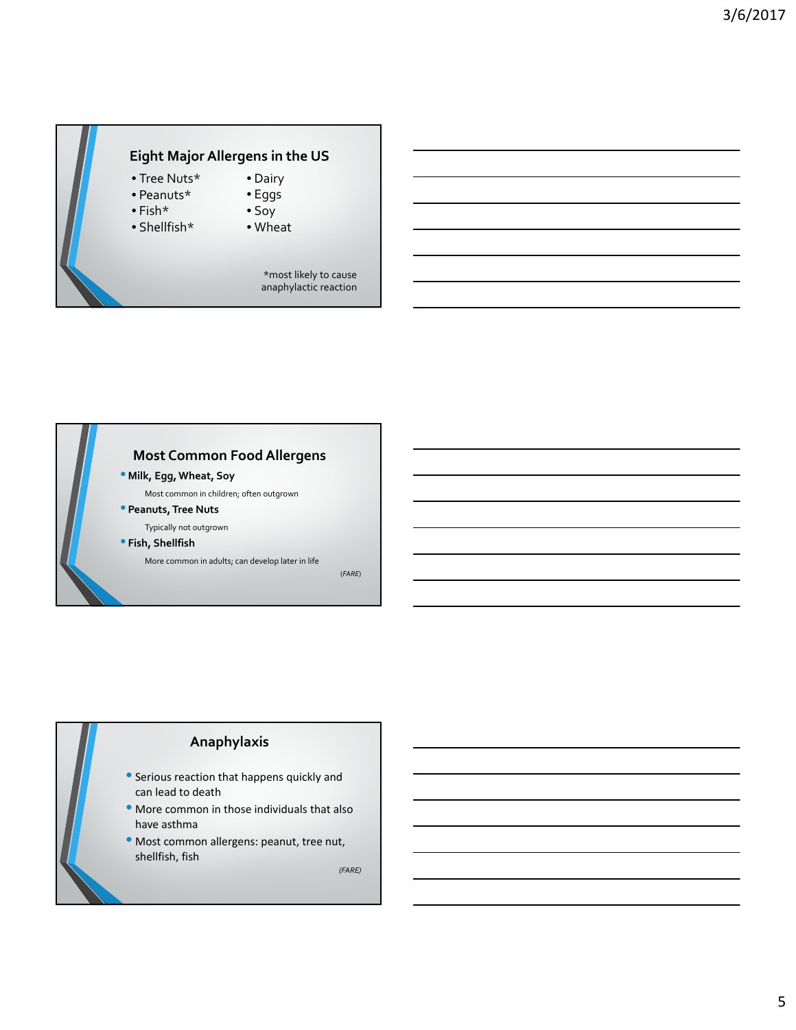## Eight Major Allergens in the US

- Tree Nuts*
- Peanuts*
- Fish*
- Shellfish*
- Dairy
- Eggs
- Soy
- Wheat

*most likely to cause anaphylactic reaction

## Most Common Food Allergens

- **Milk, Egg, Wheat, Soy**
  - Most common in children; often outgrown
- **Peanuts, Tree Nuts**
  - Typically not outgrown
- **Fish, Shellfish**
  - More common in adults; can develop later in life

*(FARE)*

## Anaphylaxis

- Serious reaction that happens quickly and can lead to death
- More common in those individuals that also have asthma
- Most common allergens: peanut, tree nut, shellfish, fish

*(FARE)*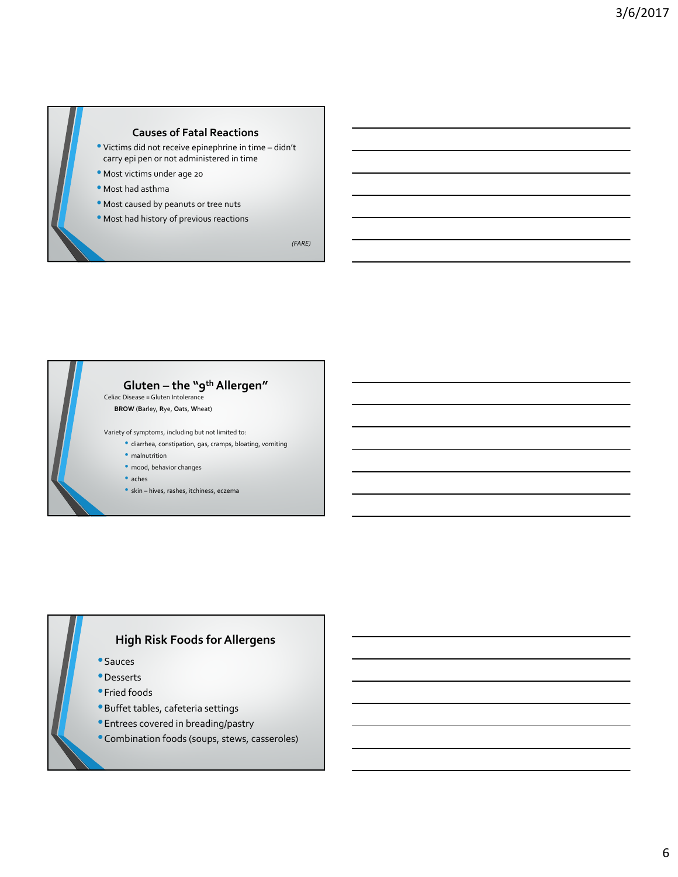## Causes of Fatal Reactions

- Victims did not receive epinephrine in time – didn't carry epi pen or not administered in time
- Most victims under age 20
- Most had asthma
- Most caused by peanuts or tree nuts
- Most had history of previous reactions

*(FARE)*

## Gluten – the "9th Allergen"

Celiac Disease = Gluten Intolerance

**BROW** (**B**arley, **R**ye, **O**ats, **W**heat)

Variety of symptoms, including but not limited to:

- diarrhea, constipation, gas, cramps, bloating, vomiting
- malnutrition
- mood, behavior changes
- aches
- skin – hives, rashes, itchiness, eczema

## High Risk Foods for Allergens

- Sauces
- Desserts
- Fried foods
- Buffet tables, cafeteria settings
- Entrees covered in breading/pastry
- Combination foods (soups, stews, casseroles)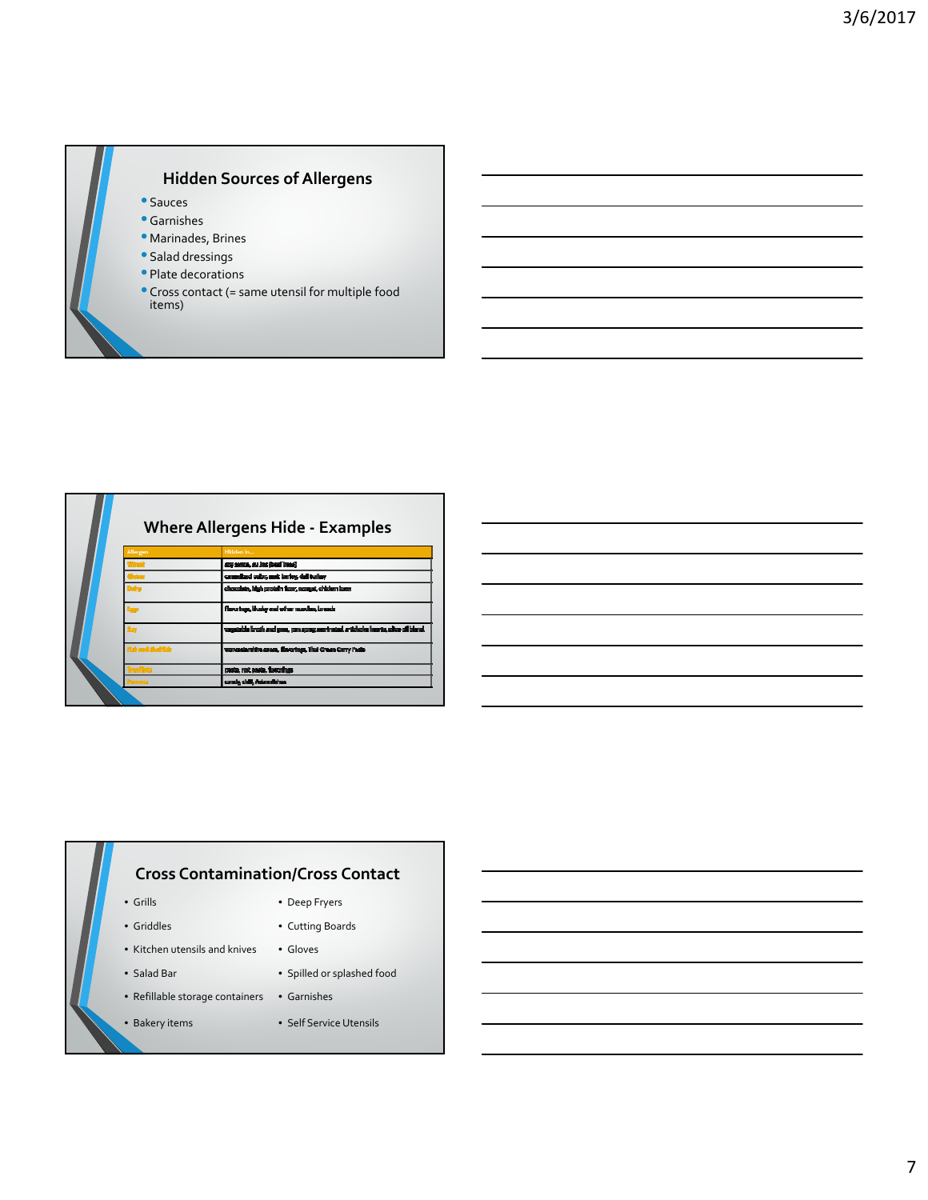## Hidden Sources of Allergens

- Sauces
- Garnishes
- Marinades, Brines
- Salad dressings
- Plate decorations
- Cross contact (= same utensil for multiple food items)

## Where Allergens Hide - Examples

| Allergen | Hidden in... |
|---|---|
| Wheat | soy sauce, au jus (beef base) |
| Gluten | caramelized color, malt, barley, deli turkey |
| Dairy | chocolate, high protein flour, nougat, chicken base |
| Egg | flavorings, lecithin and other noodles, breads |
| Soy | vegetable broth and gum, canned tuna, marinated artichoke hearts, olive oil blend |
| Fish and shellfish | worcestershire sauce, flavorings, Thai Green Curry Paste |
| Tree Nuts | pesto, nut paste, flavorings |
| Peanuts | candy, chili, Asian dishes |

## Cross Contamination/Cross Contact

- Grills
- Griddles
- Kitchen utensils and knives
- Salad Bar
- Refillable storage containers
- Bakery items
- Deep Fryers
- Cutting Boards
- Gloves
- Spilled or splashed food
- Garnishes
- Self Service Utensils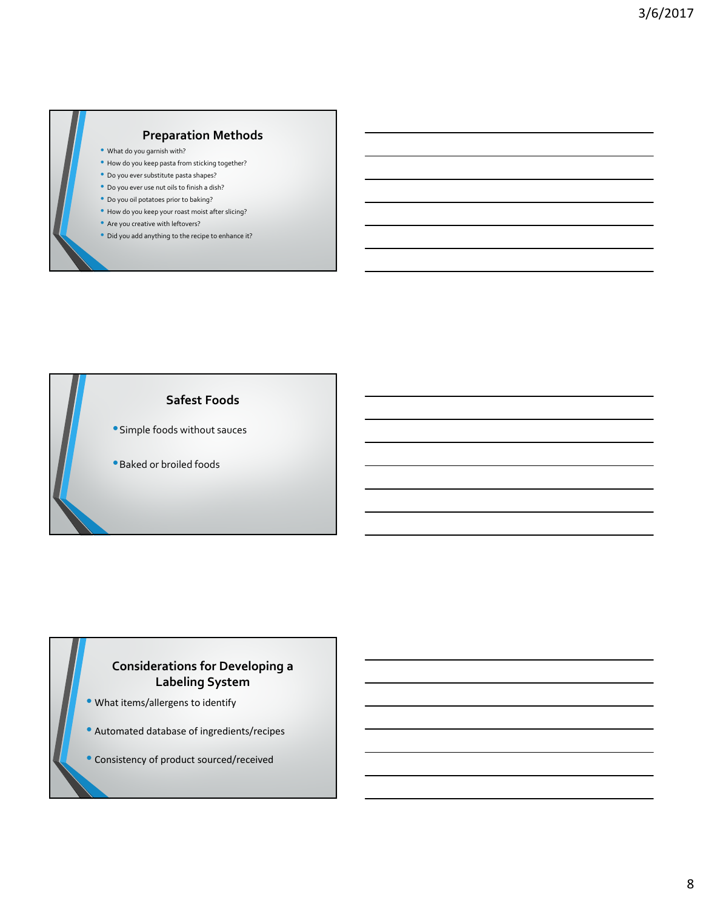## Preparation Methods

- What do you garnish with?
- How do you keep pasta from sticking together?
- Do you ever substitute pasta shapes?
- Do you ever use nut oils to finish a dish?
- Do you oil potatoes prior to baking?
- How do you keep your roast moist after slicing?
- Are you creative with leftovers?
- Did you add anything to the recipe to enhance it?

## Safest Foods

- Simple foods without sauces
- Baked or broiled foods

## Considerations for Developing a Labeling System

- What items/allergens to identify
- Automated database of ingredients/recipes
- Consistency of product sourced/received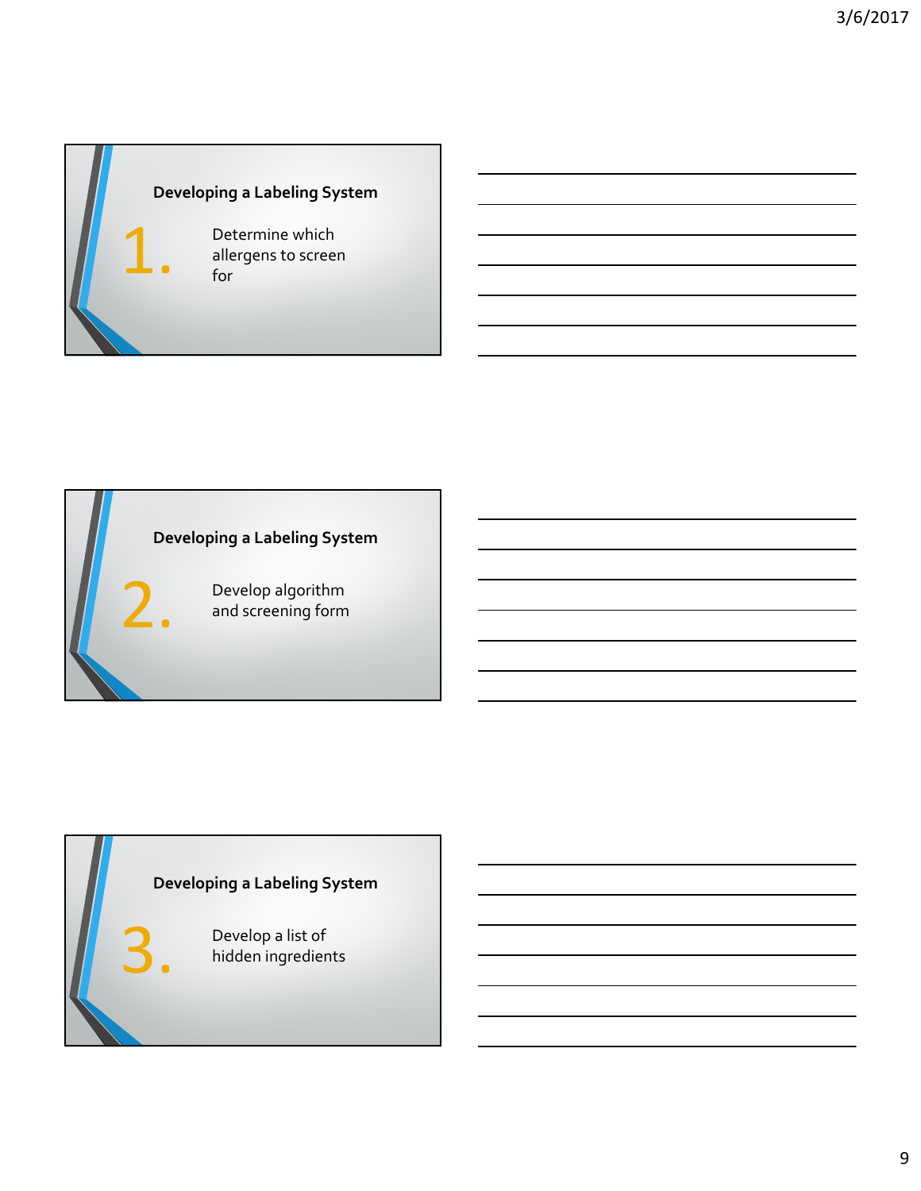## Developing a Labeling System

1. Determine which allergens to screen for

## Developing a Labeling System

2. Develop algorithm and screening form

## Developing a Labeling System

3. Develop a list of hidden ingredients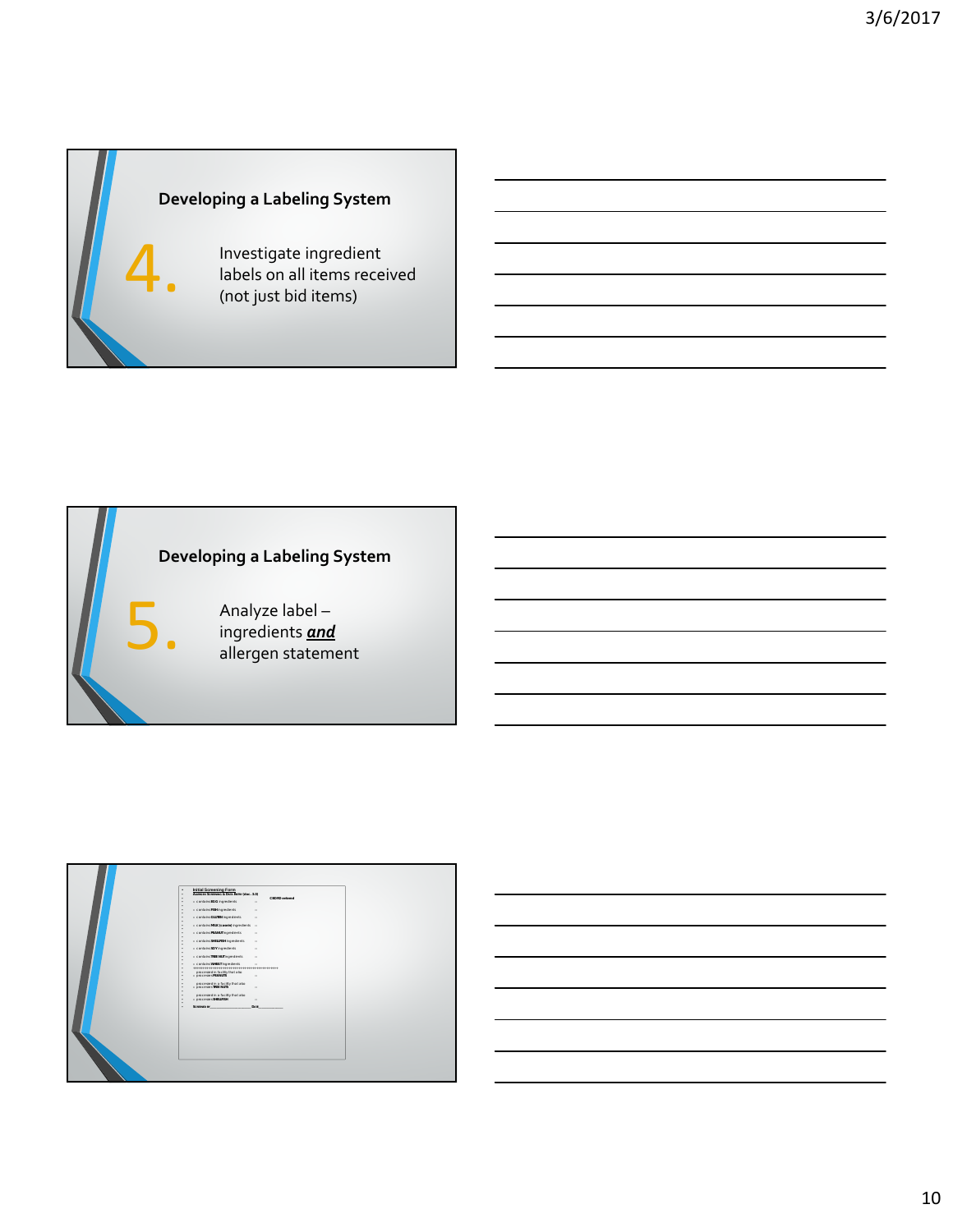## Developing a Labeling System

4. Investigate ingredient labels on all items received (not just bid items)

## Developing a Labeling System

5. Analyze label – ingredients ***and*** allergen statement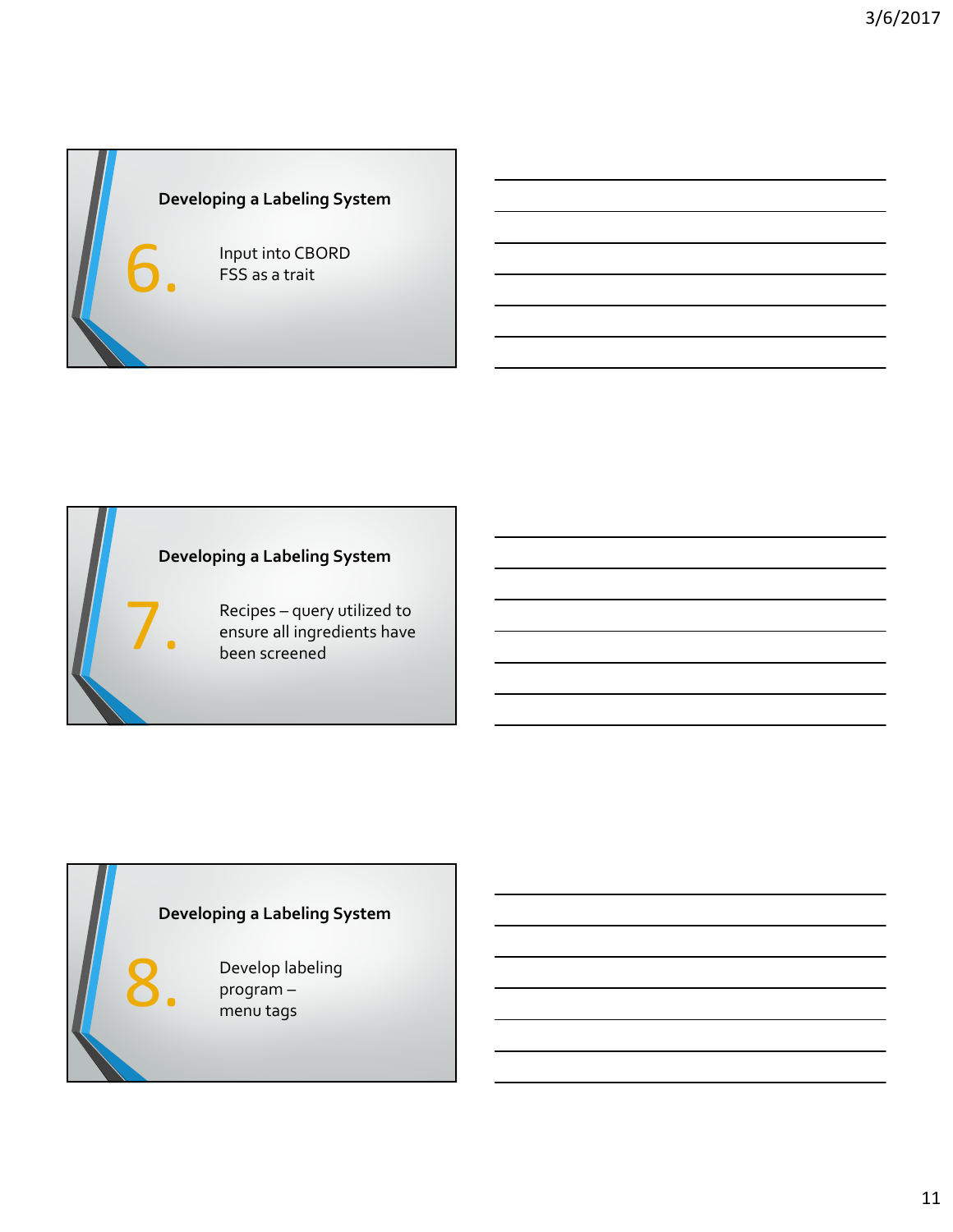## Developing a Labeling System

6. Input into CBORD FSS as a trait

## Developing a Labeling System

7. Recipes – query utilized to ensure all ingredients have been screened

## Developing a Labeling System

8. Develop labeling program – menu tags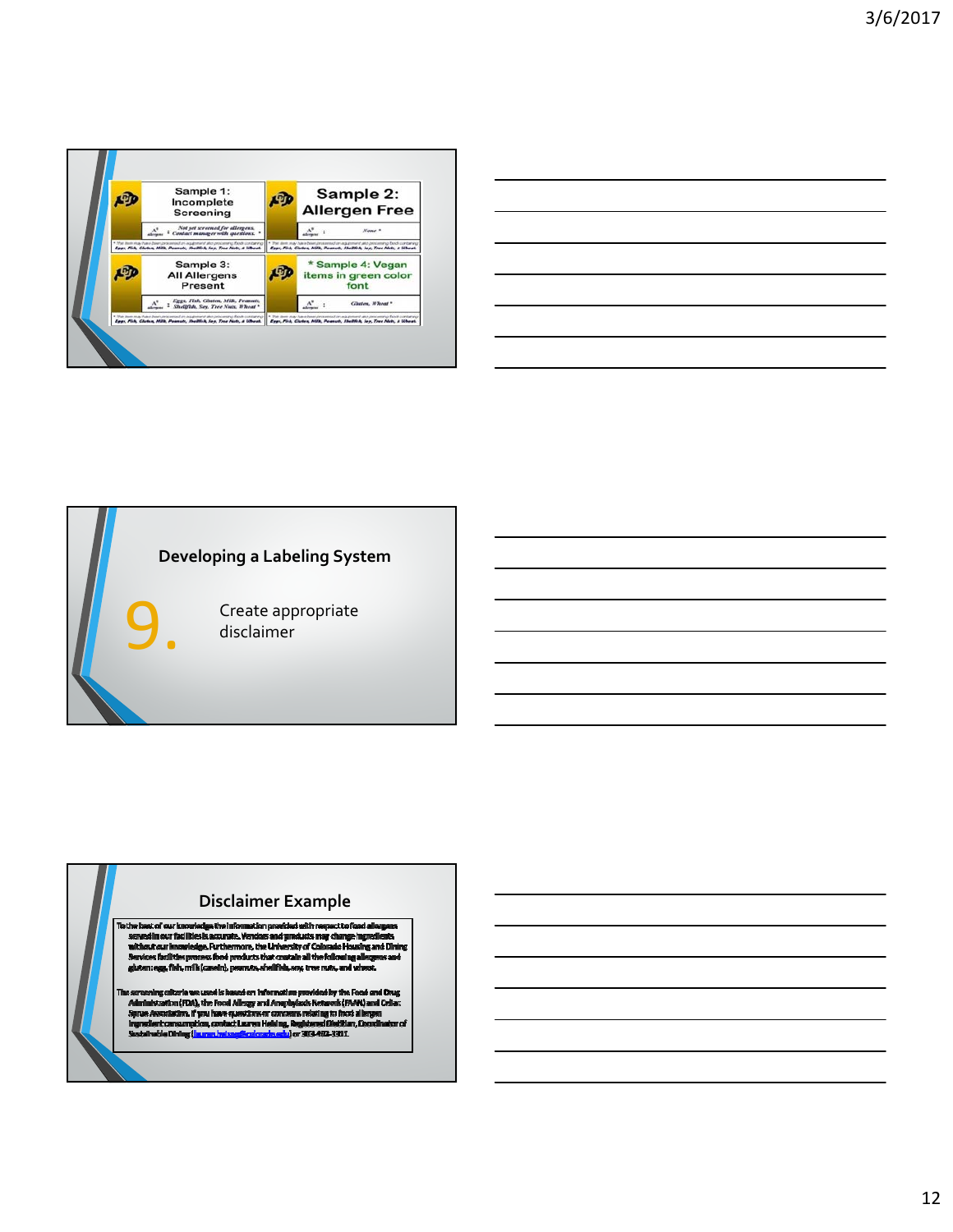Sample 1: Incomplete Screening

Not yet screened for allergens. * Contact manager with questions.

Sample 2: Allergen Free

None *

Sample 3: All Allergens Present

Eggs, Fish, Gluten, Milk, Peanuts, Shellfish, Soy, Tree Nuts, Wheat *

* Sample 4: Vegan items in green color font

Gluten, Wheat *

## Developing a Labeling System

9. Create appropriate disclaimer

## Disclaimer Example

To the best of our knowledge the information provided with respect to food allergens served in our facilities is accurate. Vendors and products may change ingredients without our knowledge. Furthermore, the University of Colorado Housing and Dining Services facilities process food products that contain all the following allergens and gluten: egg, fish, milk (casein), peanuts, shellfish, soy, tree nuts, and wheat.

The screening criteria we used is based on information provided by the Food and Drug Administration (FDA), the Food Allergy and Anaphylaxis Network (FAAN) and Celiac Sprue Association. If you have questions or concerns relating to food allergen ingredient consumption, contact Lauren Heising, Registered Dietitian, Coordinator of Sustainable Dining (lauren.heising@colorado.edu) or 303-492-3317.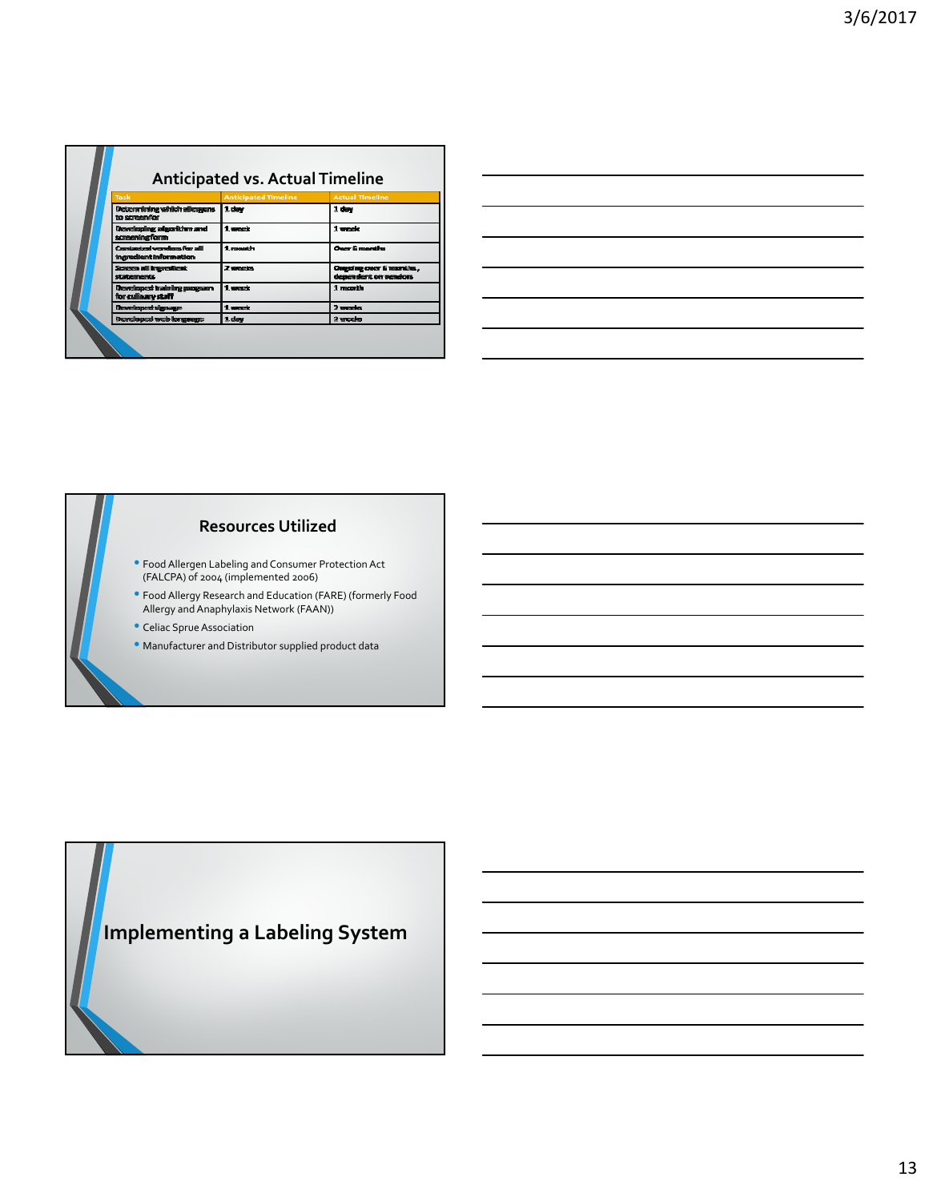## Anticipated vs. Actual Timeline

| Task | Anticipated Timeline | Actual Timeline |
|---|---|---|
| Determining which allergens to screen for | 1 day | 1 day |
| Developing algorithm and screening form | 1 week | 1 week |
| Contacted vendors for all ingredient information | 1 month | Over 6 months |
| Screen all ingredient statements | 2 weeks | Ongoing over 6 months, dependent on vendors |
| Developed training program for culinary staff | 1 week | 1 month |
| Developed signage | 1 week | 2 weeks |
| Developed web language | 1 day | 2 weeks |

## Resources Utilized

- Food Allergen Labeling and Consumer Protection Act (FALCPA) of 2004 (implemented 2006)
- Food Allergy Research and Education (FARE) (formerly Food Allergy and Anaphylaxis Network (FAAN))
- Celiac Sprue Association
- Manufacturer and Distributor supplied product data

## Implementing a Labeling System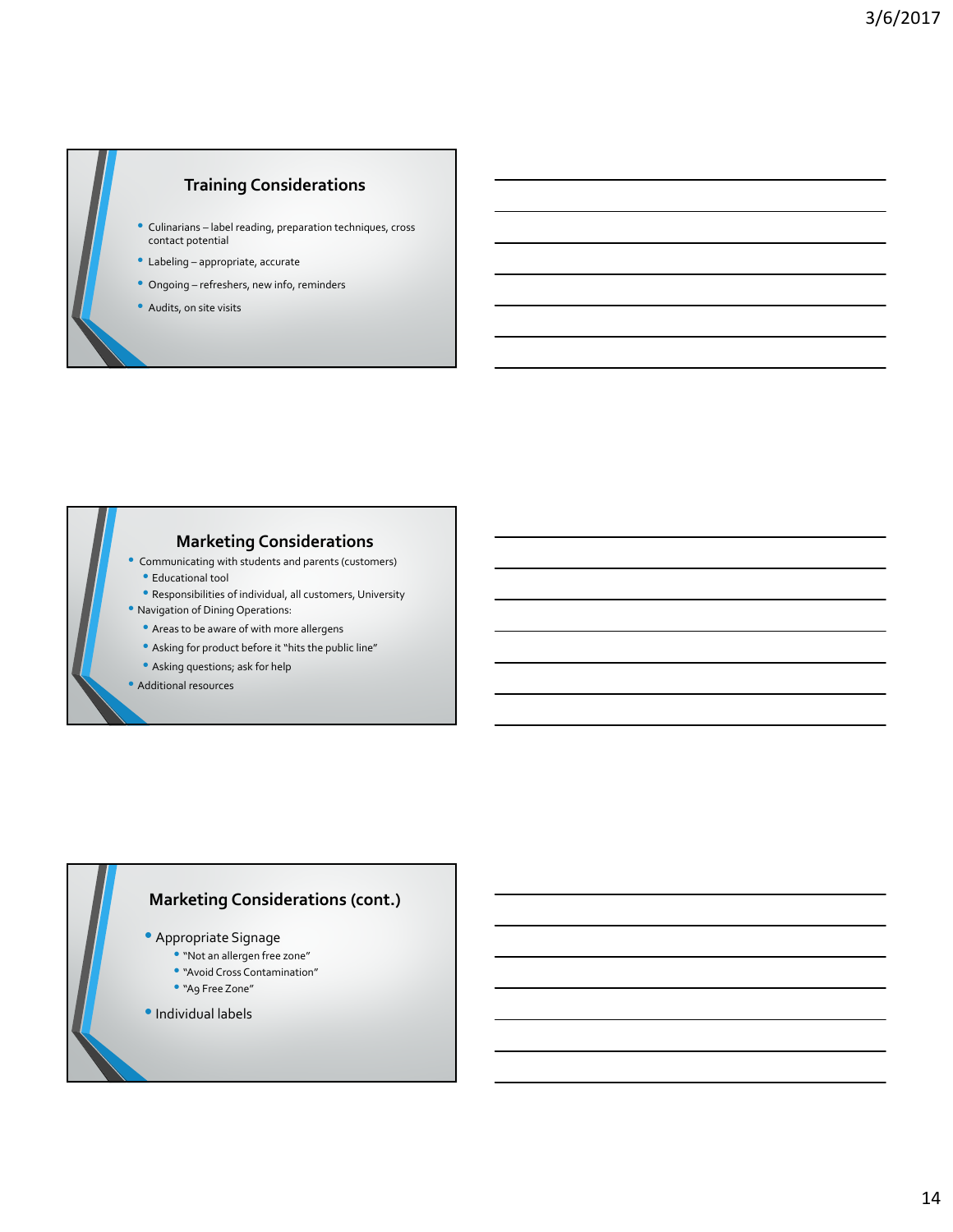## Training Considerations

- Culinarians – label reading, preparation techniques, cross contact potential
- Labeling – appropriate, accurate
- Ongoing – refreshers, new info, reminders
- Audits, on site visits

## Marketing Considerations

- Communicating with students and parents (customers)
  - Educational tool
  - Responsibilities of individual, all customers, University
- Navigation of Dining Operations:
  - Areas to be aware of with more allergens
  - Asking for product before it "hits the public line"
  - Asking questions; ask for help
- Additional resources

## Marketing Considerations (cont.)

- Appropriate Signage
  - "Not an allergen free zone"
  - "Avoid Cross Contamination"
  - "A9 Free Zone"
- Individual labels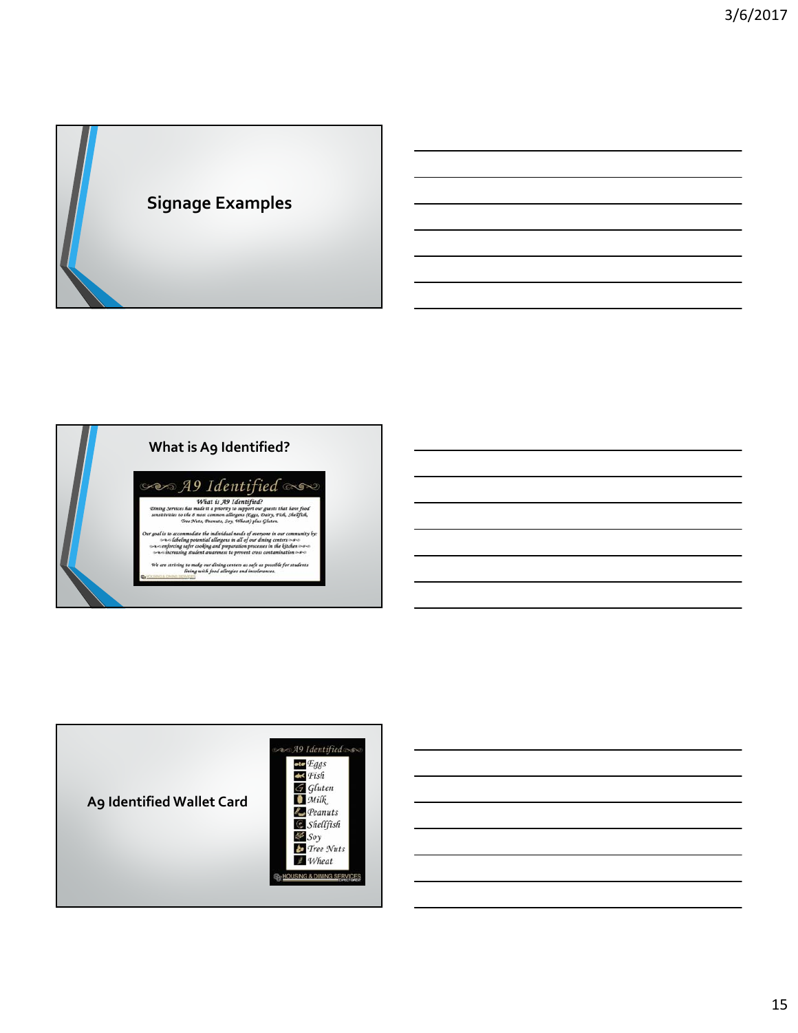## Signage Examples

## What is A9 Identified?

A9 Identified

What is A9 Identified?

Dining Services has made it a priority to support our guests that have food sensitivities to the 8 most common allergens (Eggs, Dairy, Fish, Shellfish, Tree Nuts, Peanuts, Soy, Wheat) plus Gluten.

Our goal is to accommodate the individual needs of everyone in our community by:
- labeling potential allergens in all of our dining centers
- enforcing safer cooking and preparation processes in the kitchen
- increasing student awareness to prevent cross contamination

We are striving to make our dining centers as safe as possible for students living with food allergies and intolerances.

## A9 Identified Wallet Card

A9 Identified

- Eggs
- Fish
- Gluten
- Milk
- Peanuts
- Shellfish
- Soy
- Tree Nuts
- Wheat

HOUSING & DINING SERVICES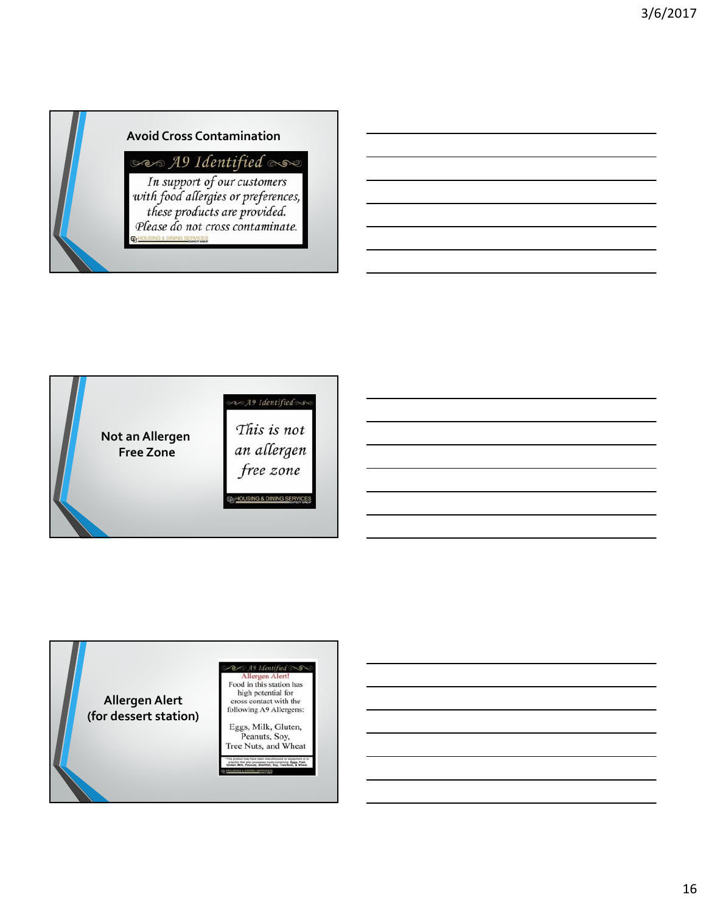## Avoid Cross Contamination

A9 Identified

*In support of our customers with food allergies or preferences, these products are provided. Please do not cross contaminate.*

HOUSING & DINING SERVICES

## Not an Allergen Free Zone

A9 Identified

*This is not an allergen free zone*

HOUSING & DINING SERVICES

## Allergen Alert (for dessert station)

A9 Identified

Allergen Alert!

Food in this station has high potential for cross contact with the following A9 Allergens:

Eggs, Milk, Gluten, Peanuts, Soy, Tree Nuts, and Wheat

*This product may have been manufactured on equipment or in a facility that also processes foods containing: Eggs, Fish, Gluten, Milk, Peanuts, Shellfish, Soy, Tree Nuts, & Wheat.

HOUSING & DINING SERVICES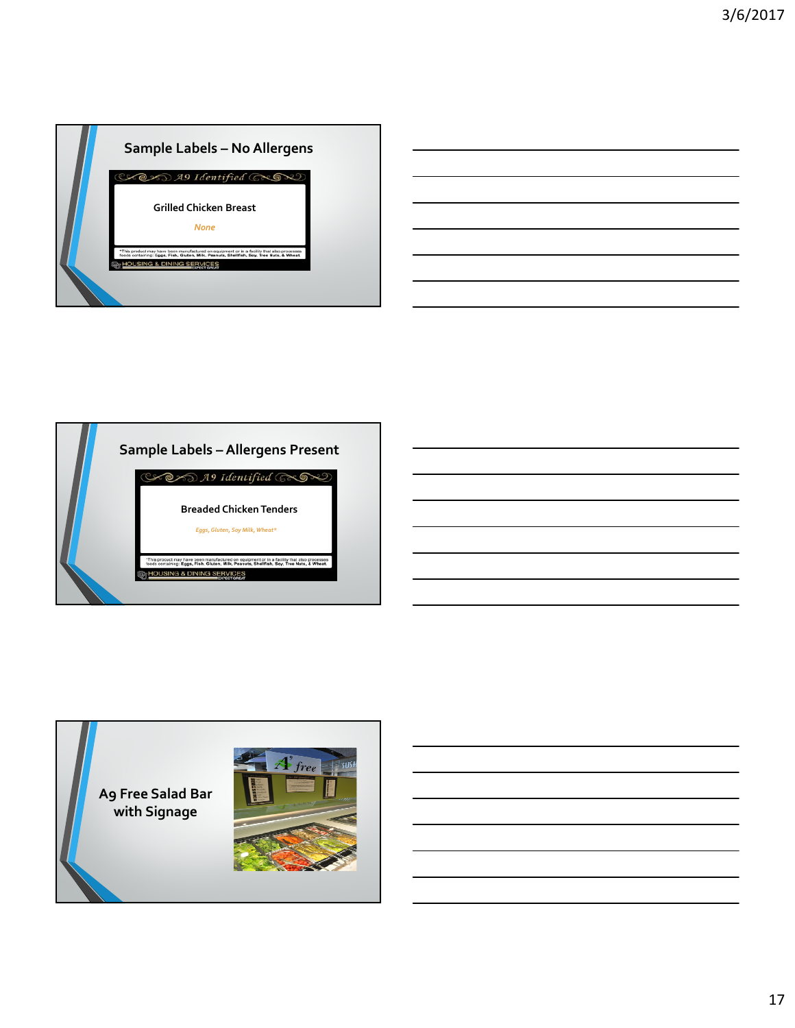## Sample Labels – No Allergens

A9 Identified

Grilled Chicken Breast

*None*

*This product may have been manufactured on equipment or in a facility that also processes foods containing: Eggs, Fish, Gluten, Milk, Peanuts, Shellfish, Soy, Tree Nuts, & Wheat.

HOUSING & DINING SERVICES

## Sample Labels – Allergens Present

A9 Identified

Breaded Chicken Tenders

*Eggs, Gluten, Soy Milk, Wheat**

*This product may have been manufactured on equipment or in a facility that also processes foods containing: Eggs, Fish, Gluten, Milk, Peanuts, Shellfish, Soy, Tree Nuts, & Wheat.

HOUSING & DINING SERVICES

## A9 Free Salad Bar with Signage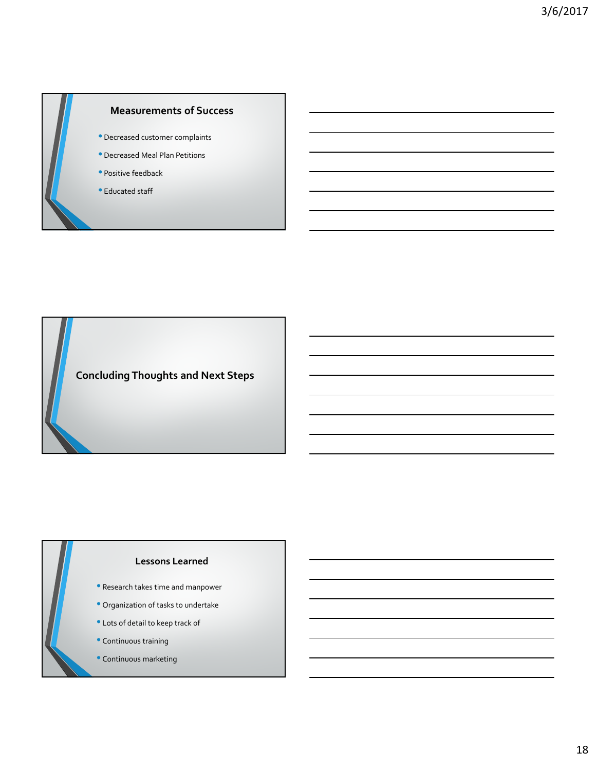## Measurements of Success

- Decreased customer complaints
- Decreased Meal Plan Petitions
- Positive feedback
- Educated staff

## Concluding Thoughts and Next Steps

## Lessons Learned

- Research takes time and manpower
- Organization of tasks to undertake
- Lots of detail to keep track of
- Continuous training
- Continuous marketing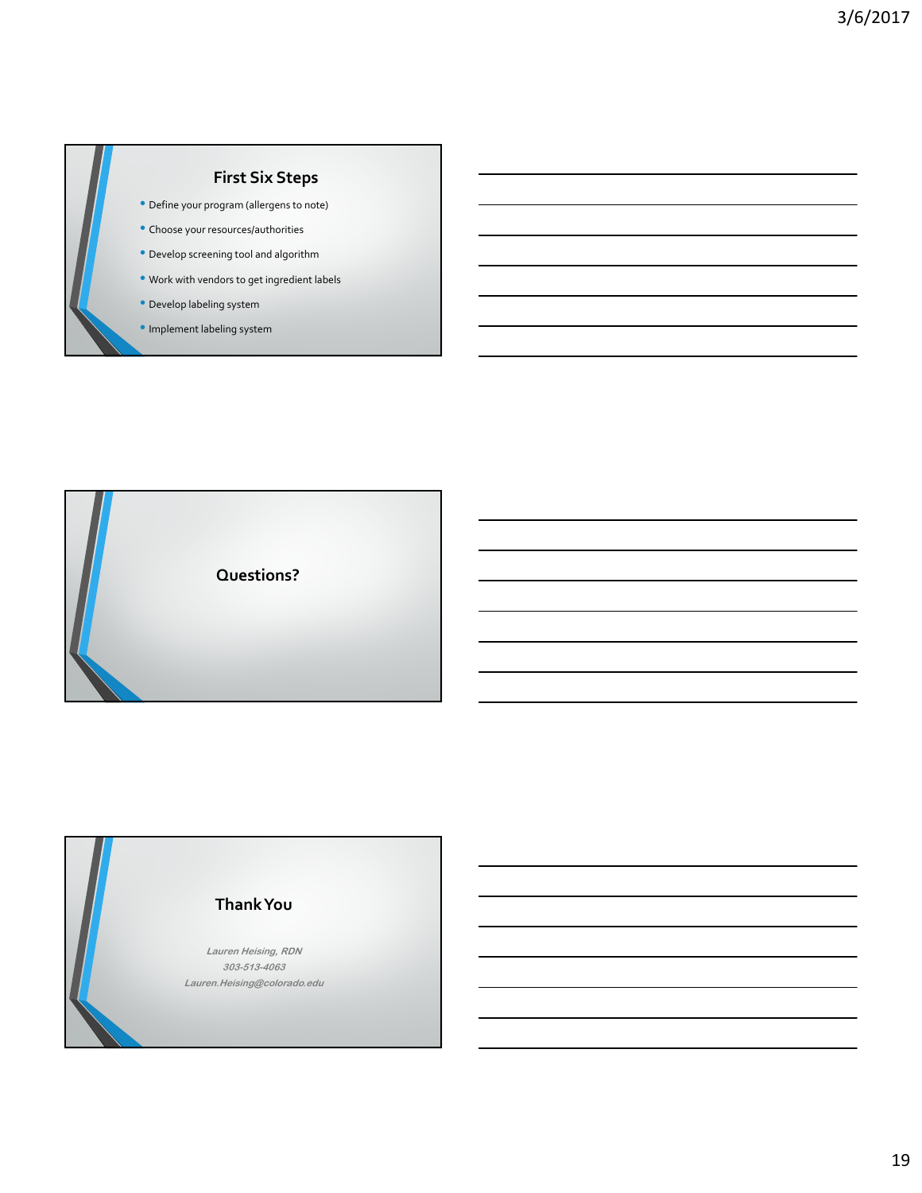## First Six Steps

- Define your program (allergens to note)
- Choose your resources/authorities
- Develop screening tool and algorithm
- Work with vendors to get ingredient labels
- Develop labeling system
- Implement labeling system

## Questions?

## Thank You

*Lauren Heising, RDN*
*303-513-4063*
*Lauren.Heising@colorado.edu*